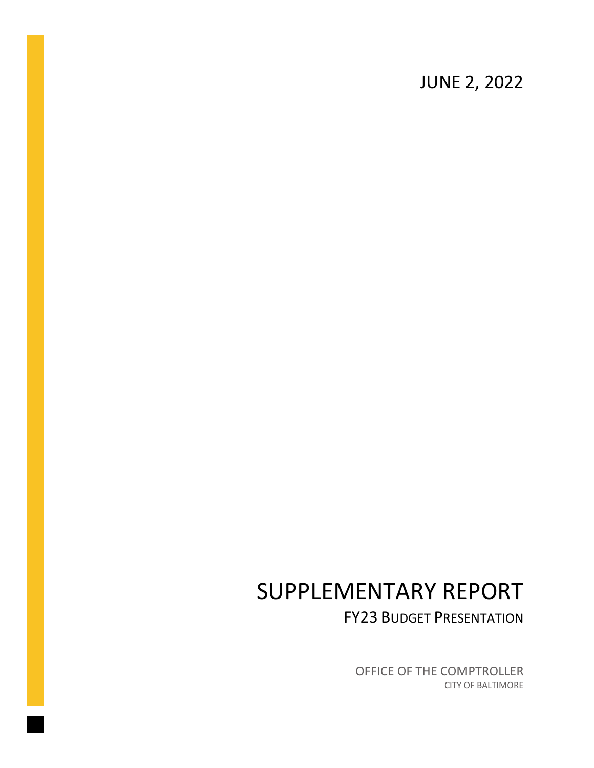JUNE 2, 2022

# SUPPLEMENTARY REPORT

## FY23 BUDGET PRESENTATION

OFFICE OF THE COMPTROLLER

CITY OF BALTIMORE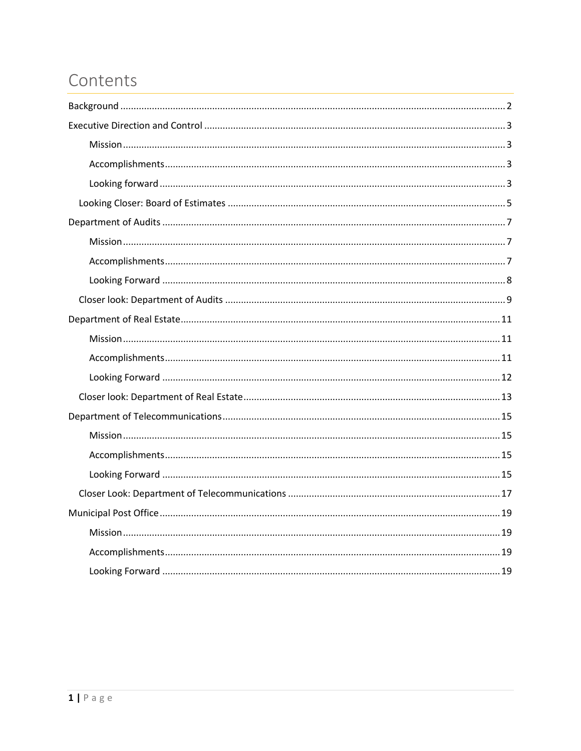# Contents

- Background ........ 2
- Executive Direction and Control ........ 3
    - Mission ........ 3
    - Accomplishments ........ 3
    - Looking forward ........ 3
  - Looking Closer: Board of Estimates ........ 5
- Department of Audits ........ 7
    - Mission ........ 7
    - Accomplishments ........ 7
    - Looking Forward ........ 8
  - Closer look: Department of Audits ........ 9
- Department of Real Estate ........ 11
    - Mission ........ 11
    - Accomplishments ........ 11
    - Looking Forward ........ 12
  - Closer look: Department of Real Estate ........ 13
- Department of Telecommunications ........ 15
    - Mission ........ 15
    - Accomplishments ........ 15
    - Looking Forward ........ 15
  - Closer Look: Department of Telecommunications ........ 17
- Municipal Post Office ........ 19
    - Mission ........ 19
    - Accomplishments ........ 19
    - Looking Forward ........ 19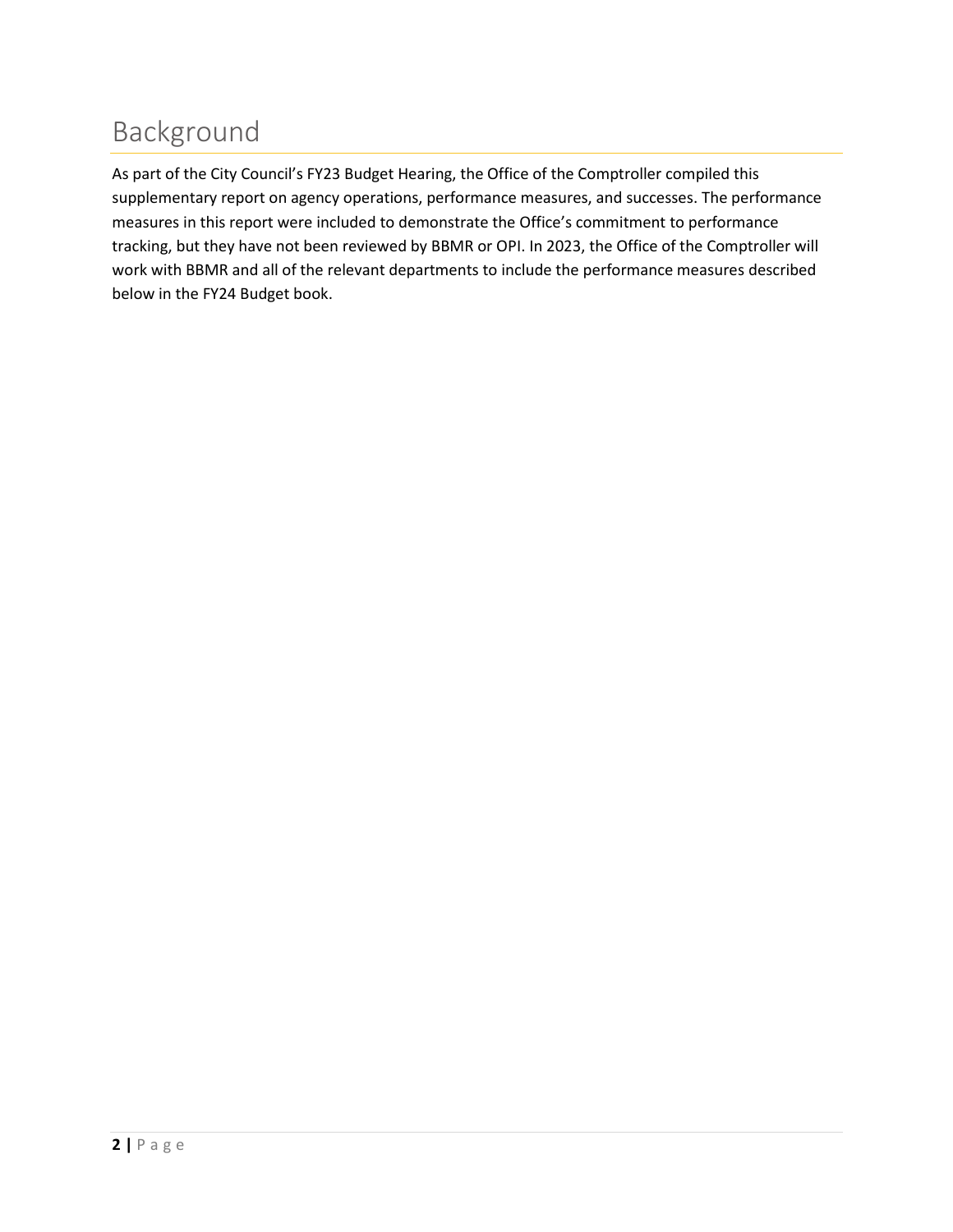# Background

As part of the City Council's FY23 Budget Hearing, the Office of the Comptroller compiled this supplementary report on agency operations, performance measures, and successes. The performance measures in this report were included to demonstrate the Office's commitment to performance tracking, but they have not been reviewed by BBMR or OPI. In 2023, the Office of the Comptroller will work with BBMR and all of the relevant departments to include the performance measures described below in the FY24 Budget book.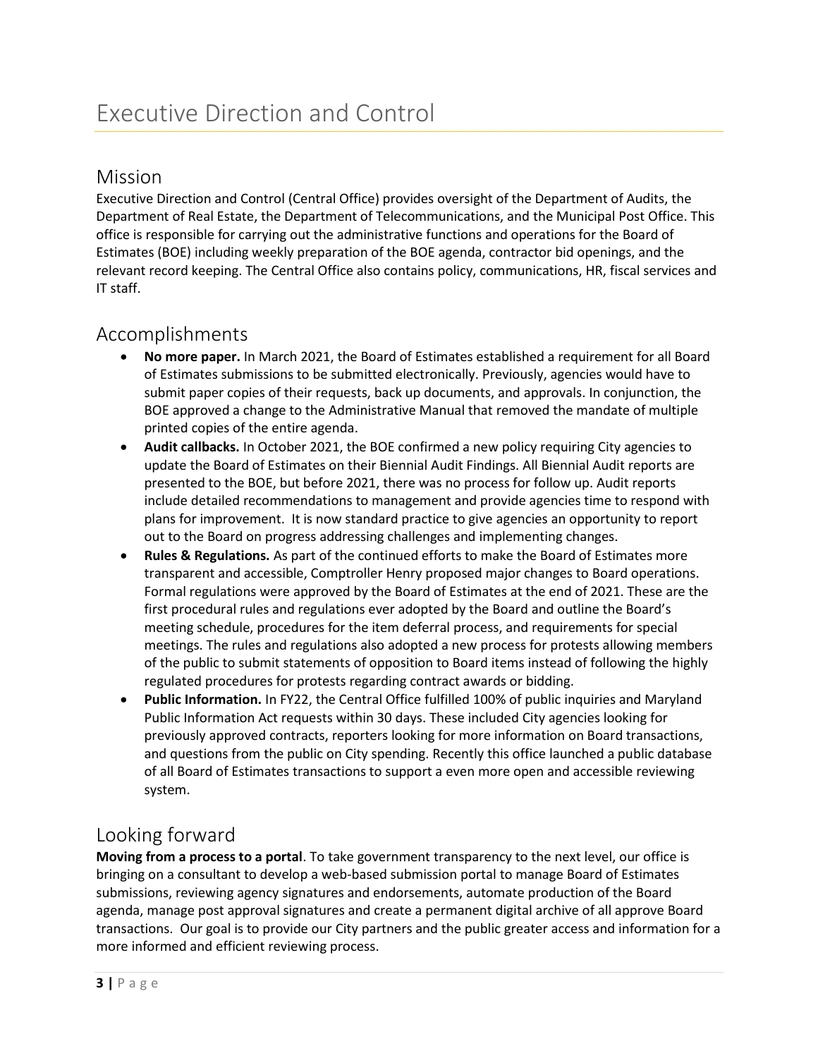# Executive Direction and Control

## Mission

Executive Direction and Control (Central Office) provides oversight of the Department of Audits, the Department of Real Estate, the Department of Telecommunications, and the Municipal Post Office. This office is responsible for carrying out the administrative functions and operations for the Board of Estimates (BOE) including weekly preparation of the BOE agenda, contractor bid openings, and the relevant record keeping. The Central Office also contains policy, communications, HR, fiscal services and IT staff.

## Accomplishments

- **No more paper.** In March 2021, the Board of Estimates established a requirement for all Board of Estimates submissions to be submitted electronically. Previously, agencies would have to submit paper copies of their requests, back up documents, and approvals. In conjunction, the BOE approved a change to the Administrative Manual that removed the mandate of multiple printed copies of the entire agenda.
- **Audit callbacks.** In October 2021, the BOE confirmed a new policy requiring City agencies to update the Board of Estimates on their Biennial Audit Findings. All Biennial Audit reports are presented to the BOE, but before 2021, there was no process for follow up. Audit reports include detailed recommendations to management and provide agencies time to respond with plans for improvement. It is now standard practice to give agencies an opportunity to report out to the Board on progress addressing challenges and implementing changes.
- **Rules & Regulations.** As part of the continued efforts to make the Board of Estimates more transparent and accessible, Comptroller Henry proposed major changes to Board operations. Formal regulations were approved by the Board of Estimates at the end of 2021. These are the first procedural rules and regulations ever adopted by the Board and outline the Board's meeting schedule, procedures for the item deferral process, and requirements for special meetings. The rules and regulations also adopted a new process for protests allowing members of the public to submit statements of opposition to Board items instead of following the highly regulated procedures for protests regarding contract awards or bidding.
- **Public Information.** In FY22, the Central Office fulfilled 100% of public inquiries and Maryland Public Information Act requests within 30 days. These included City agencies looking for previously approved contracts, reporters looking for more information on Board transactions, and questions from the public on City spending. Recently this office launched a public database of all Board of Estimates transactions to support a even more open and accessible reviewing system.

## Looking forward

**Moving from a process to a portal**. To take government transparency to the next level, our office is bringing on a consultant to develop a web-based submission portal to manage Board of Estimates submissions, reviewing agency signatures and endorsements, automate production of the Board agenda, manage post approval signatures and create a permanent digital archive of all approve Board transactions. Our goal is to provide our City partners and the public greater access and information for a more informed and efficient reviewing process.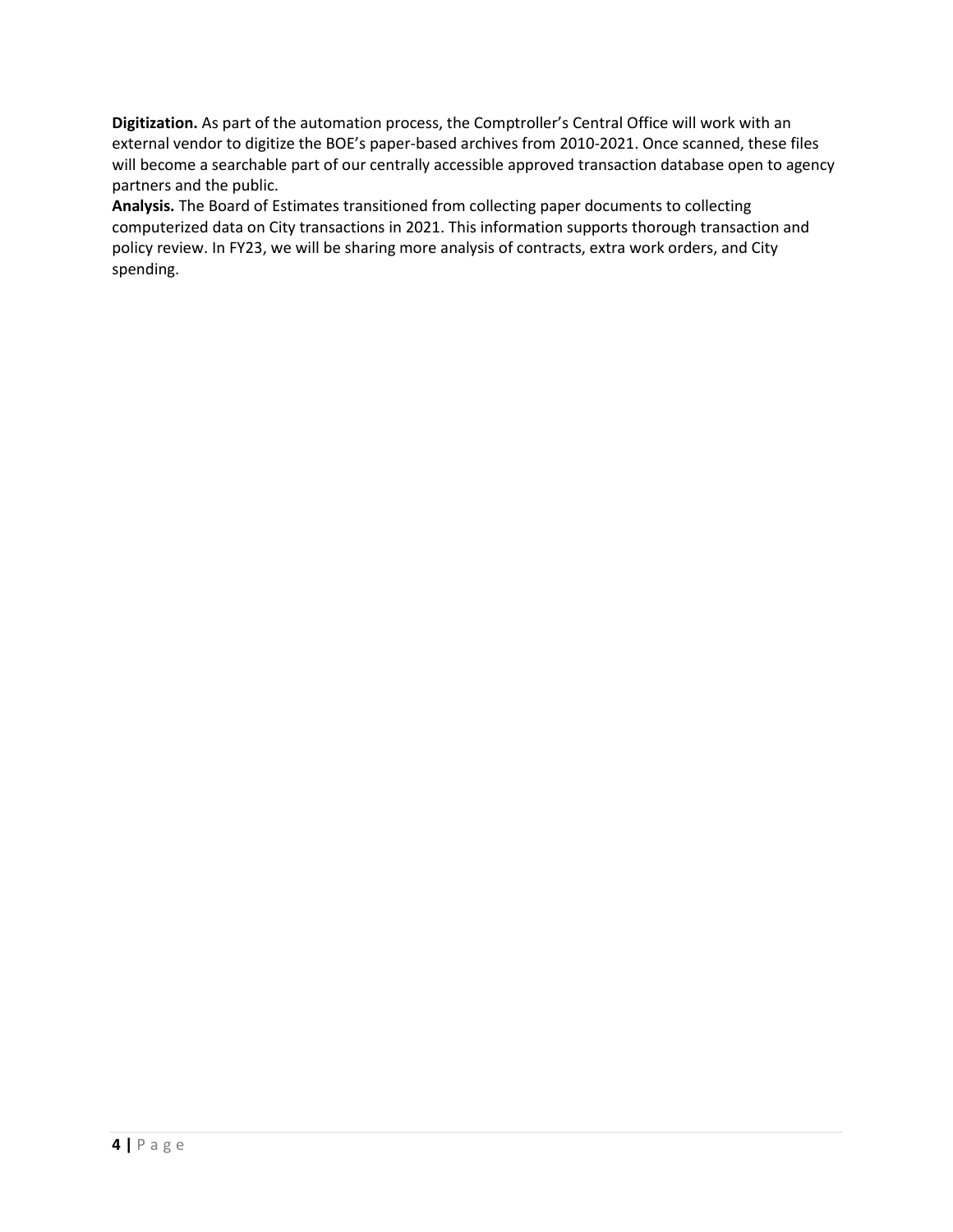**Digitization.** As part of the automation process, the Comptroller's Central Office will work with an external vendor to digitize the BOE's paper-based archives from 2010-2021. Once scanned, these files will become a searchable part of our centrally accessible approved transaction database open to agency partners and the public.

**Analysis.** The Board of Estimates transitioned from collecting paper documents to collecting computerized data on City transactions in 2021. This information supports thorough transaction and policy review. In FY23, we will be sharing more analysis of contracts, extra work orders, and City spending.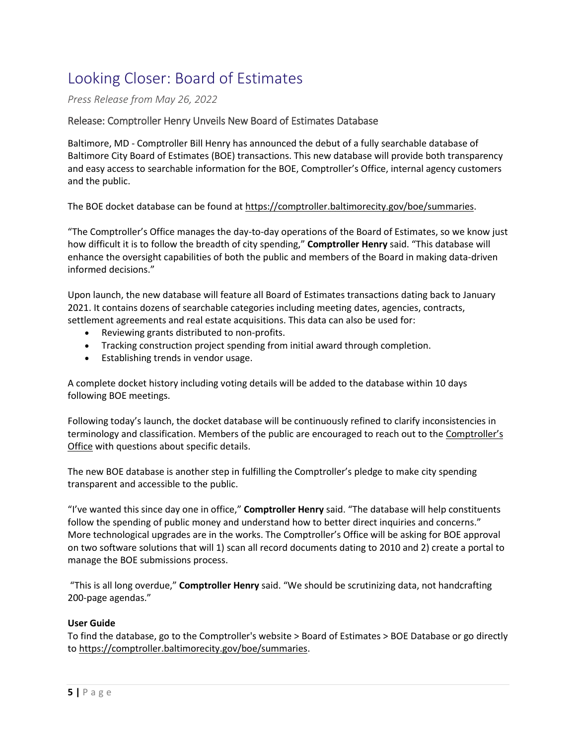# Looking Closer: Board of Estimates

*Press Release from May 26, 2022*

## Release: Comptroller Henry Unveils New Board of Estimates Database

Baltimore, MD - Comptroller Bill Henry has announced the debut of a fully searchable database of Baltimore City Board of Estimates (BOE) transactions. This new database will provide both transparency and easy access to searchable information for the BOE, Comptroller's Office, internal agency customers and the public.

The BOE docket database can be found at https://comptroller.baltimorecity.gov/boe/summaries.

"The Comptroller's Office manages the day-to-day operations of the Board of Estimates, so we know just how difficult it is to follow the breadth of city spending," **Comptroller Henry** said. "This database will enhance the oversight capabilities of both the public and members of the Board in making data-driven informed decisions."

Upon launch, the new database will feature all Board of Estimates transactions dating back to January 2021. It contains dozens of searchable categories including meeting dates, agencies, contracts, settlement agreements and real estate acquisitions. This data can also be used for:

- Reviewing grants distributed to non-profits.
- Tracking construction project spending from initial award through completion.
- Establishing trends in vendor usage.

A complete docket history including voting details will be added to the database within 10 days following BOE meetings.

Following today's launch, the docket database will be continuously refined to clarify inconsistencies in terminology and classification. Members of the public are encouraged to reach out to the Comptroller's Office with questions about specific details.

The new BOE database is another step in fulfilling the Comptroller's pledge to make city spending transparent and accessible to the public.

"I've wanted this since day one in office," **Comptroller Henry** said. "The database will help constituents follow the spending of public money and understand how to better direct inquiries and concerns." More technological upgrades are in the works. The Comptroller's Office will be asking for BOE approval on two software solutions that will 1) scan all record documents dating to 2010 and 2) create a portal to manage the BOE submissions process.

"This is all long overdue," **Comptroller Henry** said. "We should be scrutinizing data, not handcrafting 200-page agendas."

**User Guide**

To find the database, go to the Comptroller's website > Board of Estimates > BOE Database or go directly to https://comptroller.baltimorecity.gov/boe/summaries.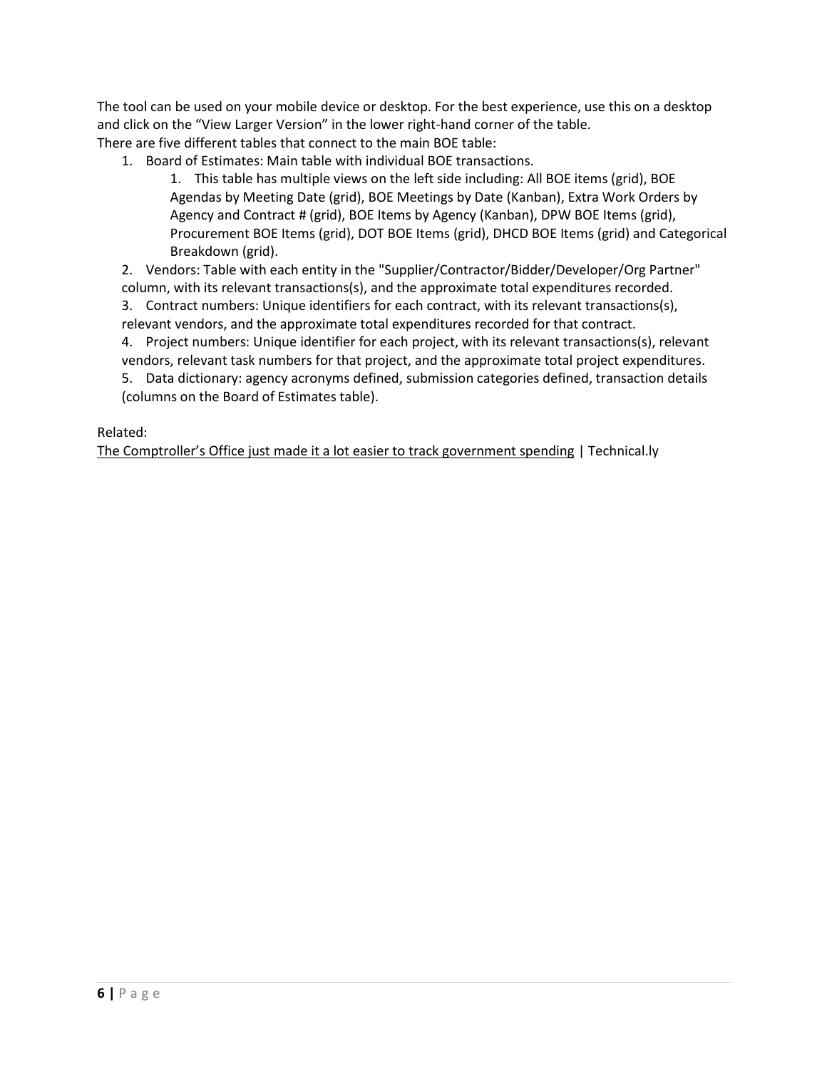The tool can be used on your mobile device or desktop. For the best experience, use this on a desktop and click on the "View Larger Version" in the lower right-hand corner of the table.

There are five different tables that connect to the main BOE table:

1. Board of Estimates: Main table with individual BOE transactions.
    1. This table has multiple views on the left side including: All BOE items (grid), BOE Agendas by Meeting Date (grid), BOE Meetings by Date (Kanban), Extra Work Orders by Agency and Contract # (grid), BOE Items by Agency (Kanban), DPW BOE Items (grid), Procurement BOE Items (grid), DOT BOE Items (grid), DHCD BOE Items (grid) and Categorical Breakdown (grid).
2. Vendors: Table with each entity in the "Supplier/Contractor/Bidder/Developer/Org Partner" column, with its relevant transactions(s), and the approximate total expenditures recorded.
3. Contract numbers: Unique identifiers for each contract, with its relevant transactions(s), relevant vendors, and the approximate total expenditures recorded for that contract.
4. Project numbers: Unique identifier for each project, with its relevant transactions(s), relevant vendors, relevant task numbers for that project, and the approximate total project expenditures.
5. Data dictionary: agency acronyms defined, submission categories defined, transaction details (columns on the Board of Estimates table).

Related:

The Comptroller's Office just made it a lot easier to track government spending | Technical.ly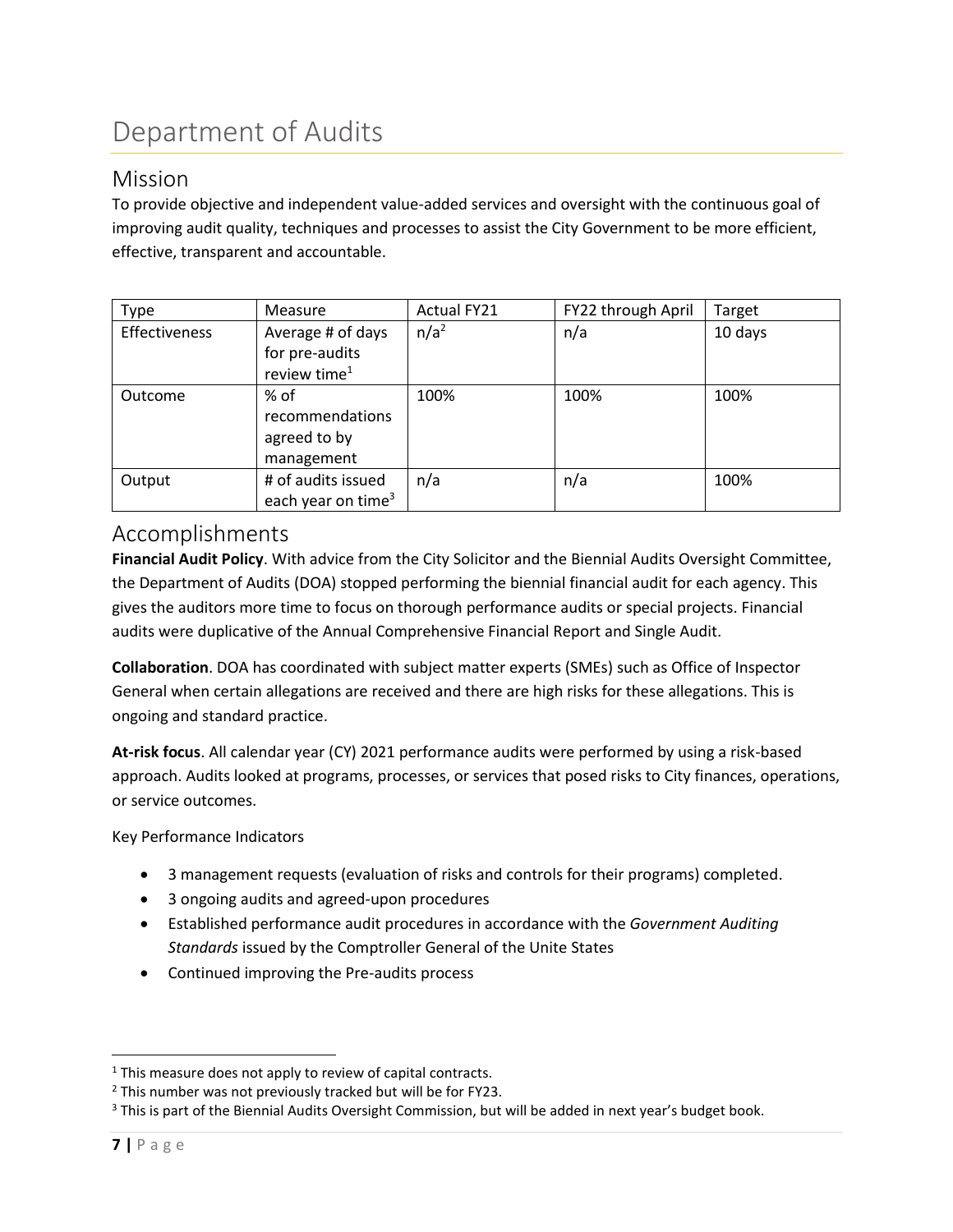# Department of Audits

## Mission

To provide objective and independent value-added services and oversight with the continuous goal of improving audit quality, techniques and processes to assist the City Government to be more efficient, effective, transparent and accountable.

| Type | Measure | Actual FY21 | FY22 through April | Target |
|---|---|---|---|---|
| Effectiveness | Average # of days for pre-audits review time[1] | n/a[2] | n/a | 10 days |
| Outcome | % of recommendations agreed to by management | 100% | 100% | 100% |
| Output | # of audits issued each year on time[3] | n/a | n/a | 100% |

## Accomplishments

**Financial Audit Policy**. With advice from the City Solicitor and the Biennial Audits Oversight Committee, the Department of Audits (DOA) stopped performing the biennial financial audit for each agency. This gives the auditors more time to focus on thorough performance audits or special projects. Financial audits were duplicative of the Annual Comprehensive Financial Report and Single Audit.

**Collaboration**. DOA has coordinated with subject matter experts (SMEs) such as Office of Inspector General when certain allegations are received and there are high risks for these allegations. This is ongoing and standard practice.

**At-risk focus**. All calendar year (CY) 2021 performance audits were performed by using a risk-based approach. Audits looked at programs, processes, or services that posed risks to City finances, operations, or service outcomes.

Key Performance Indicators

- 3 management requests (evaluation of risks and controls for their programs) completed.
- 3 ongoing audits and agreed-upon procedures
- Established performance audit procedures in accordance with the *Government Auditing Standards* issued by the Comptroller General of the Unite States
- Continued improving the Pre-audits process

[1] This measure does not apply to review of capital contracts.

[2] This number was not previously tracked but will be for FY23.

[3] This is part of the Biennial Audits Oversight Commission, but will be added in next year's budget book.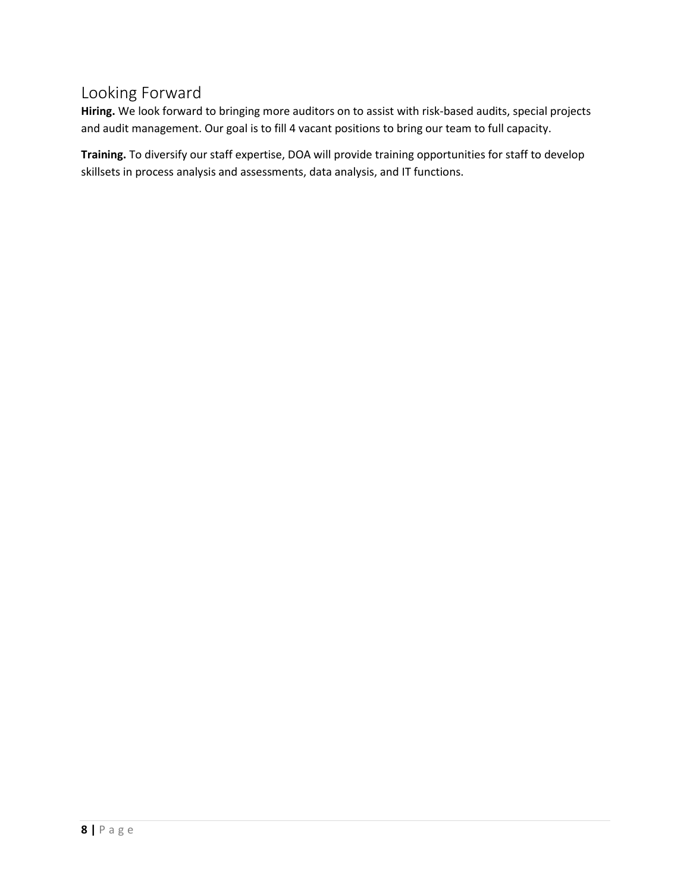## Looking Forward

**Hiring.** We look forward to bringing more auditors on to assist with risk-based audits, special projects and audit management. Our goal is to fill 4 vacant positions to bring our team to full capacity.

**Training.** To diversify our staff expertise, DOA will provide training opportunities for staff to develop skillsets in process analysis and assessments, data analysis, and IT functions.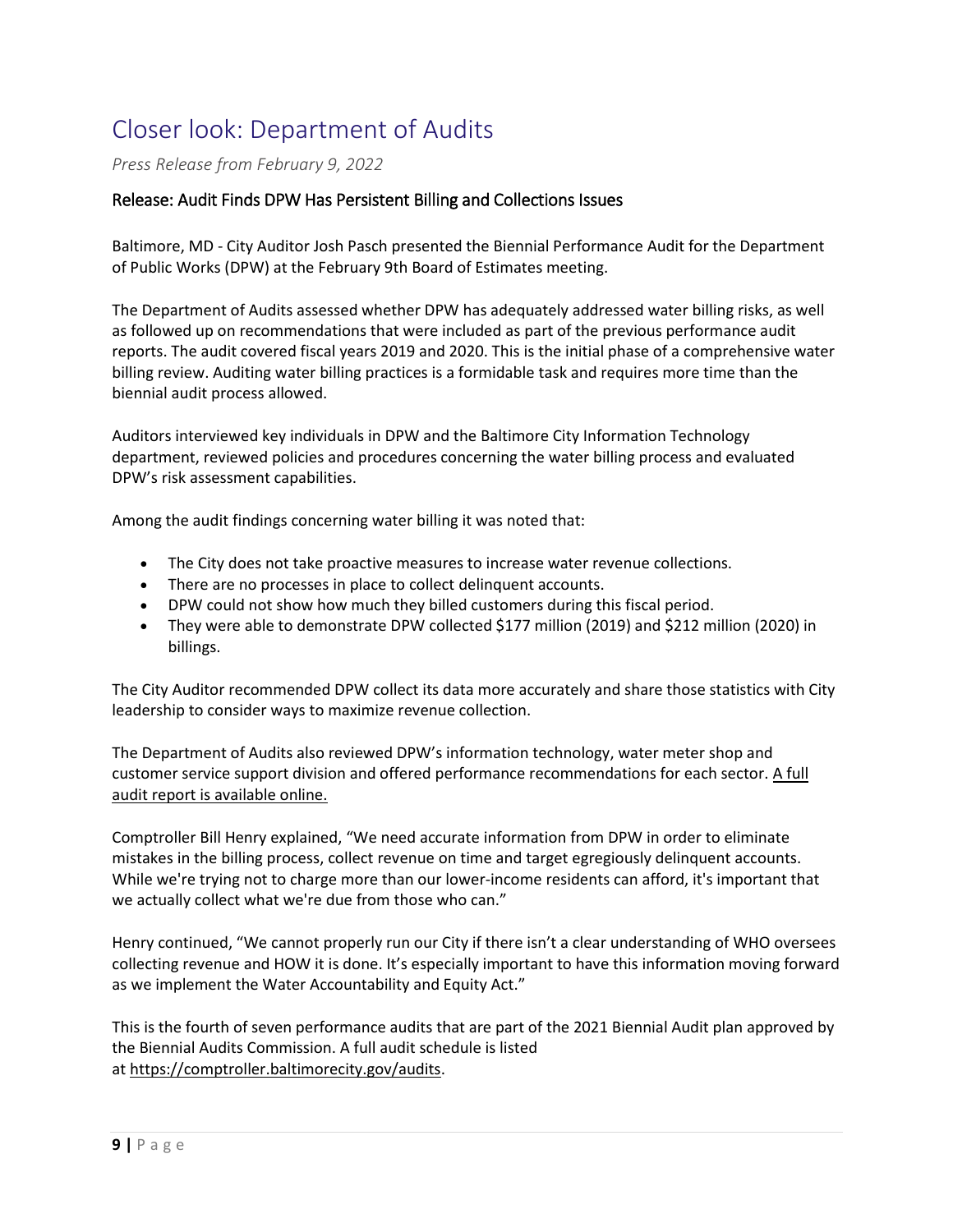# Closer look: Department of Audits

*Press Release from February 9, 2022*

## Release: Audit Finds DPW Has Persistent Billing and Collections Issues

Baltimore, MD - City Auditor Josh Pasch presented the Biennial Performance Audit for the Department of Public Works (DPW) at the February 9th Board of Estimates meeting.

The Department of Audits assessed whether DPW has adequately addressed water billing risks, as well as followed up on recommendations that were included as part of the previous performance audit reports. The audit covered fiscal years 2019 and 2020. This is the initial phase of a comprehensive water billing review. Auditing water billing practices is a formidable task and requires more time than the biennial audit process allowed.

Auditors interviewed key individuals in DPW and the Baltimore City Information Technology department, reviewed policies and procedures concerning the water billing process and evaluated DPW's risk assessment capabilities.

Among the audit findings concerning water billing it was noted that:

- The City does not take proactive measures to increase water revenue collections.
- There are no processes in place to collect delinquent accounts.
- DPW could not show how much they billed customers during this fiscal period.
- They were able to demonstrate DPW collected $177 million (2019) and $212 million (2020) in billings.

The City Auditor recommended DPW collect its data more accurately and share those statistics with City leadership to consider ways to maximize revenue collection.

The Department of Audits also reviewed DPW's information technology, water meter shop and customer service support division and offered performance recommendations for each sector. A full audit report is available online.

Comptroller Bill Henry explained, "We need accurate information from DPW in order to eliminate mistakes in the billing process, collect revenue on time and target egregiously delinquent accounts. While we're trying not to charge more than our lower-income residents can afford, it's important that we actually collect what we're due from those who can."

Henry continued, "We cannot properly run our City if there isn't a clear understanding of WHO oversees collecting revenue and HOW it is done. It's especially important to have this information moving forward as we implement the Water Accountability and Equity Act."

This is the fourth of seven performance audits that are part of the 2021 Biennial Audit plan approved by the Biennial Audits Commission. A full audit schedule is listed at https://comptroller.baltimorecity.gov/audits.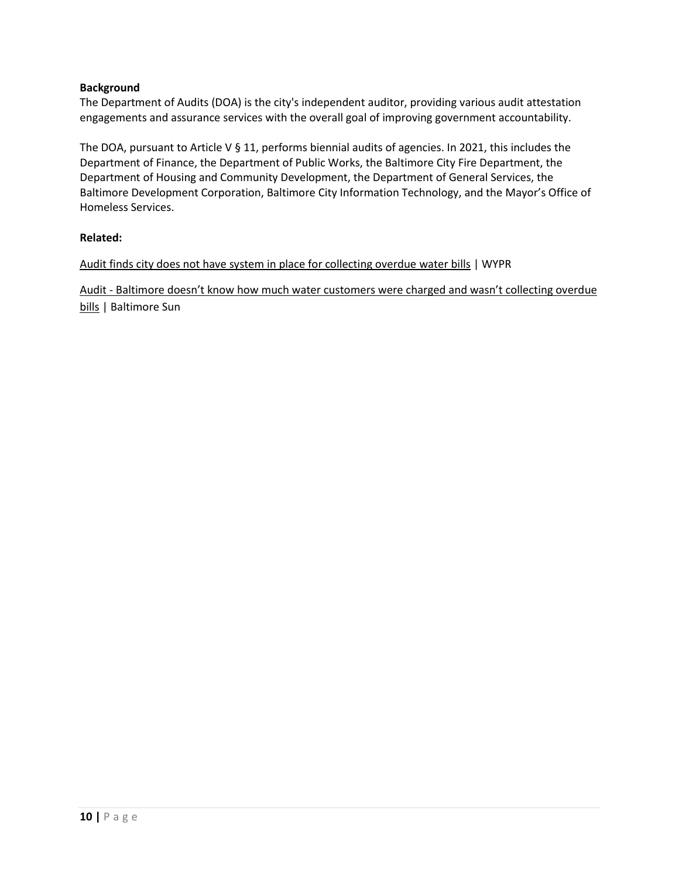**Background**

The Department of Audits (DOA) is the city's independent auditor, providing various audit attestation engagements and assurance services with the overall goal of improving government accountability.

The DOA, pursuant to Article V § 11, performs biennial audits of agencies. In 2021, this includes the Department of Finance, the Department of Public Works, the Baltimore City Fire Department, the Department of Housing and Community Development, the Department of General Services, the Baltimore Development Corporation, Baltimore City Information Technology, and the Mayor's Office of Homeless Services.

**Related:**

Audit finds city does not have system in place for collecting overdue water bills | WYPR

Audit - Baltimore doesn't know how much water customers were charged and wasn't collecting overdue bills | Baltimore Sun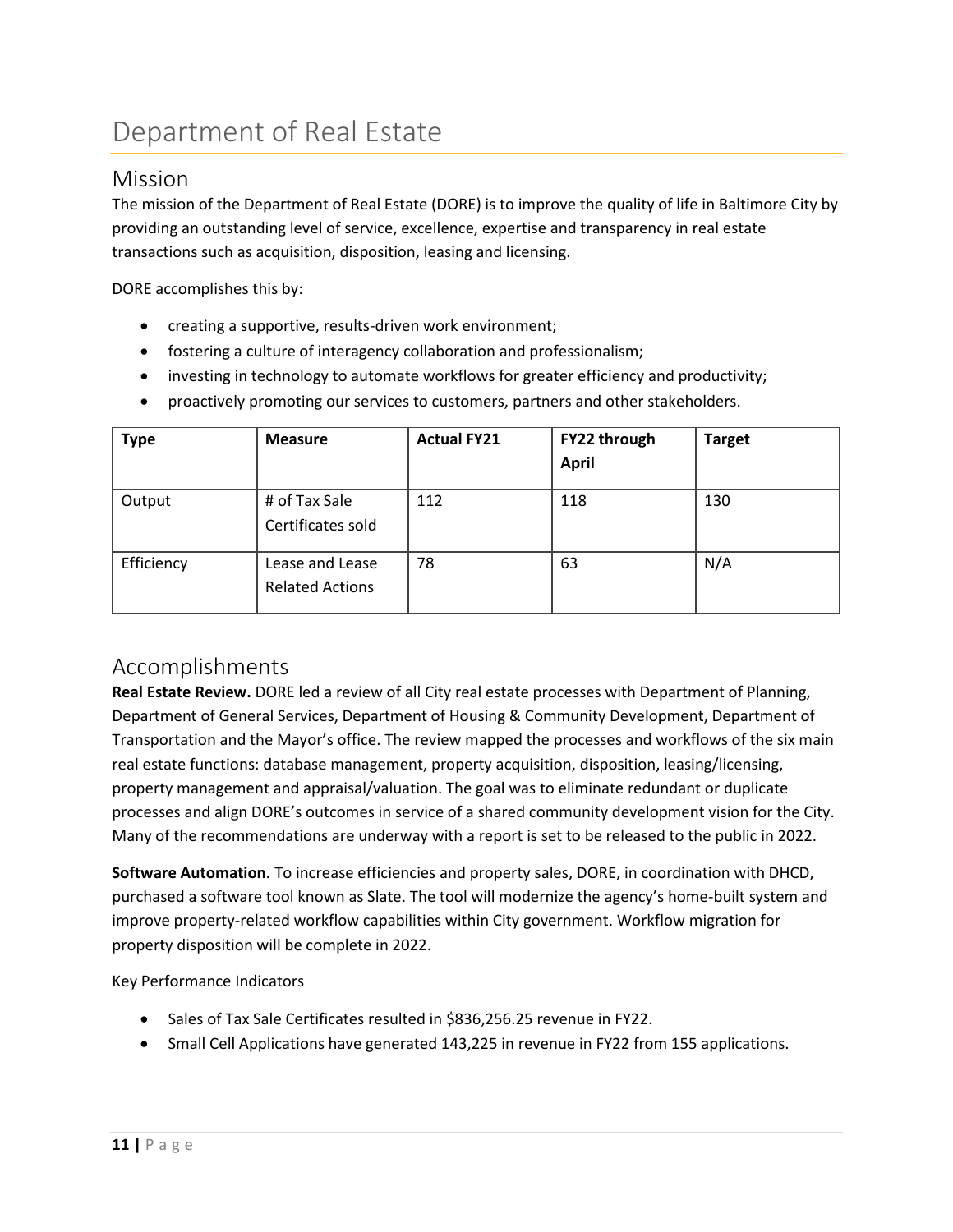# Department of Real Estate

## Mission

The mission of the Department of Real Estate (DORE) is to improve the quality of life in Baltimore City by providing an outstanding level of service, excellence, expertise and transparency in real estate transactions such as acquisition, disposition, leasing and licensing.

DORE accomplishes this by:

- creating a supportive, results-driven work environment;
- fostering a culture of interagency collaboration and professionalism;
- investing in technology to automate workflows for greater efficiency and productivity;
- proactively promoting our services to customers, partners and other stakeholders.

| Type | Measure | Actual FY21 | FY22 through April | Target |
|---|---|---|---|---|
| Output | # of Tax Sale Certificates sold | 112 | 118 | 130 |
| Efficiency | Lease and Lease Related Actions | 78 | 63 | N/A |

## Accomplishments

**Real Estate Review.** DORE led a review of all City real estate processes with Department of Planning, Department of General Services, Department of Housing & Community Development, Department of Transportation and the Mayor's office. The review mapped the processes and workflows of the six main real estate functions: database management, property acquisition, disposition, leasing/licensing, property management and appraisal/valuation. The goal was to eliminate redundant or duplicate processes and align DORE's outcomes in service of a shared community development vision for the City. Many of the recommendations are underway with a report is set to be released to the public in 2022.

**Software Automation.** To increase efficiencies and property sales, DORE, in coordination with DHCD, purchased a software tool known as Slate. The tool will modernize the agency's home-built system and improve property-related workflow capabilities within City government. Workflow migration for property disposition will be complete in 2022.

Key Performance Indicators

- Sales of Tax Sale Certificates resulted in $836,256.25 revenue in FY22.
- Small Cell Applications have generated 143,225 in revenue in FY22 from 155 applications.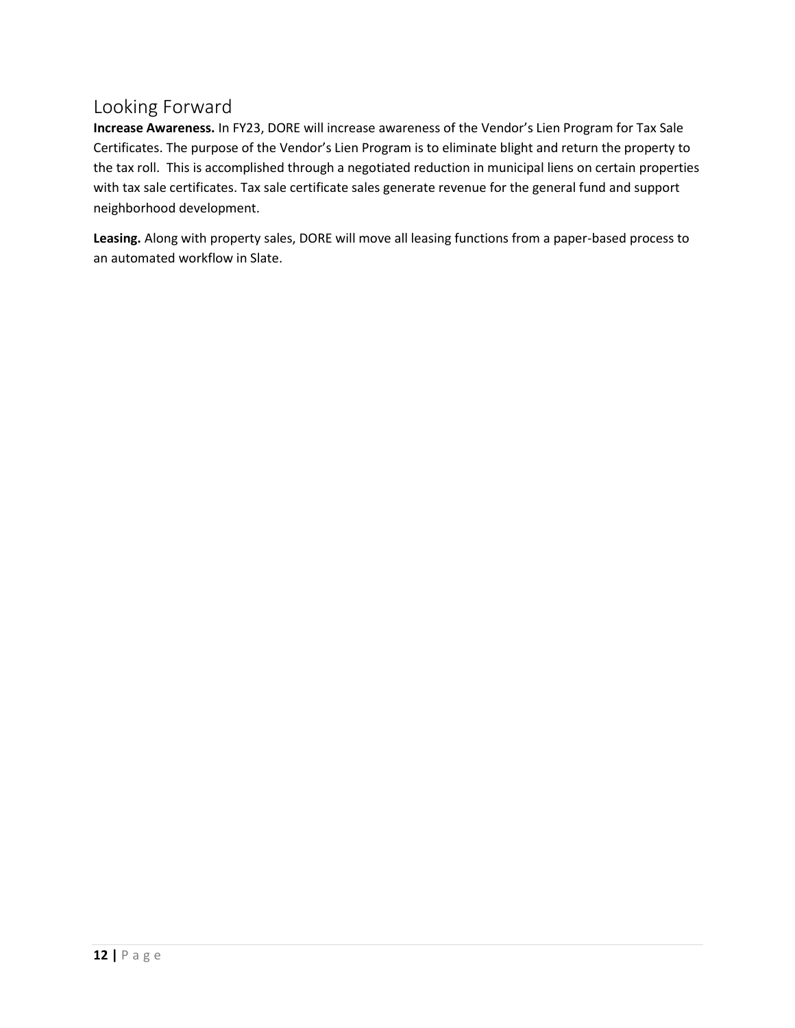## Looking Forward

**Increase Awareness.** In FY23, DORE will increase awareness of the Vendor's Lien Program for Tax Sale Certificates. The purpose of the Vendor's Lien Program is to eliminate blight and return the property to the tax roll. This is accomplished through a negotiated reduction in municipal liens on certain properties with tax sale certificates. Tax sale certificate sales generate revenue for the general fund and support neighborhood development.

**Leasing.** Along with property sales, DORE will move all leasing functions from a paper-based process to an automated workflow in Slate.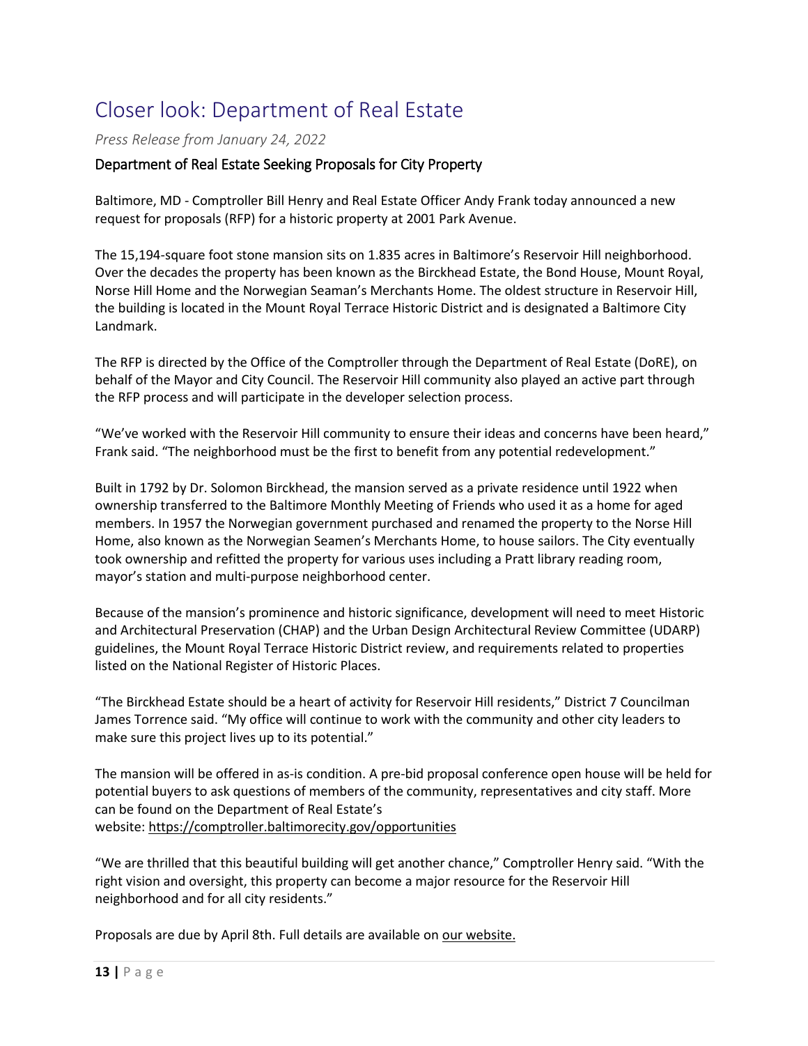# Closer look: Department of Real Estate

*Press Release from January 24, 2022*

## Department of Real Estate Seeking Proposals for City Property

Baltimore, MD - Comptroller Bill Henry and Real Estate Officer Andy Frank today announced a new request for proposals (RFP) for a historic property at 2001 Park Avenue.

The 15,194-square foot stone mansion sits on 1.835 acres in Baltimore's Reservoir Hill neighborhood. Over the decades the property has been known as the Birckhead Estate, the Bond House, Mount Royal, Norse Hill Home and the Norwegian Seaman's Merchants Home. The oldest structure in Reservoir Hill, the building is located in the Mount Royal Terrace Historic District and is designated a Baltimore City Landmark.

The RFP is directed by the Office of the Comptroller through the Department of Real Estate (DoRE), on behalf of the Mayor and City Council. The Reservoir Hill community also played an active part through the RFP process and will participate in the developer selection process.

"We've worked with the Reservoir Hill community to ensure their ideas and concerns have been heard," Frank said. "The neighborhood must be the first to benefit from any potential redevelopment."

Built in 1792 by Dr. Solomon Birckhead, the mansion served as a private residence until 1922 when ownership transferred to the Baltimore Monthly Meeting of Friends who used it as a home for aged members. In 1957 the Norwegian government purchased and renamed the property to the Norse Hill Home, also known as the Norwegian Seamen's Merchants Home, to house sailors. The City eventually took ownership and refitted the property for various uses including a Pratt library reading room, mayor's station and multi-purpose neighborhood center.

Because of the mansion's prominence and historic significance, development will need to meet Historic and Architectural Preservation (CHAP) and the Urban Design Architectural Review Committee (UDARP) guidelines, the Mount Royal Terrace Historic District review, and requirements related to properties listed on the National Register of Historic Places.

"The Birckhead Estate should be a heart of activity for Reservoir Hill residents," District 7 Councilman James Torrence said. "My office will continue to work with the community and other city leaders to make sure this project lives up to its potential."

The mansion will be offered in as-is condition. A pre-bid proposal conference open house will be held for potential buyers to ask questions of members of the community, representatives and city staff. More can be found on the Department of Real Estate's website: https://comptroller.baltimorecity.gov/opportunities

"We are thrilled that this beautiful building will get another chance," Comptroller Henry said. "With the right vision and oversight, this property can become a major resource for the Reservoir Hill neighborhood and for all city residents."

Proposals are due by April 8th. Full details are available on our website.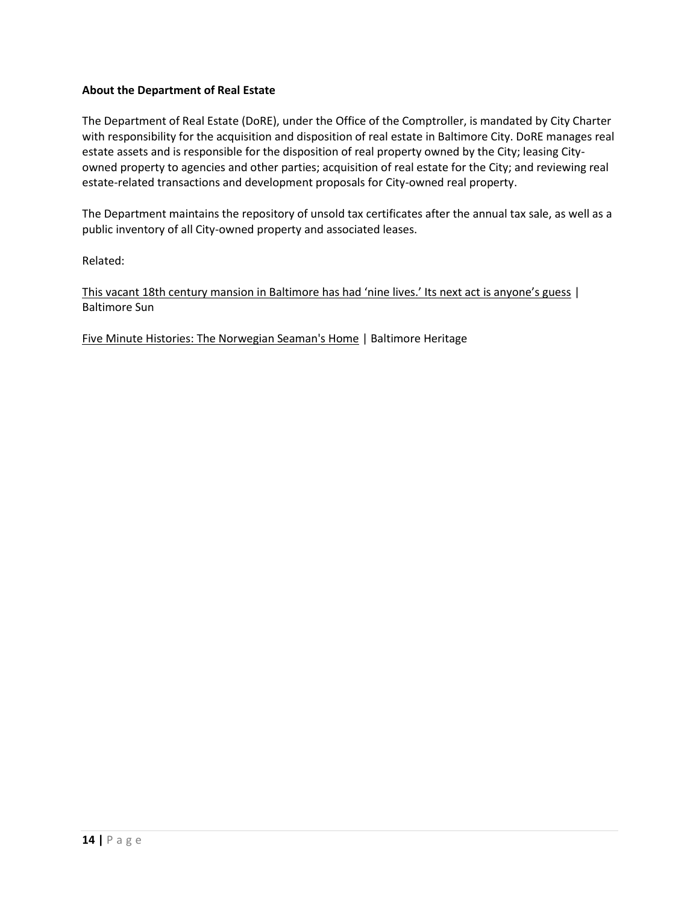**About the Department of Real Estate**

The Department of Real Estate (DoRE), under the Office of the Comptroller, is mandated by City Charter with responsibility for the acquisition and disposition of real estate in Baltimore City. DoRE manages real estate assets and is responsible for the disposition of real property owned by the City; leasing City-owned property to agencies and other parties; acquisition of real estate for the City; and reviewing real estate-related transactions and development proposals for City-owned real property.

The Department maintains the repository of unsold tax certificates after the annual tax sale, as well as a public inventory of all City-owned property and associated leases.

Related:

This vacant 18th century mansion in Baltimore has had 'nine lives.' Its next act is anyone's guess | Baltimore Sun

Five Minute Histories: The Norwegian Seaman's Home | Baltimore Heritage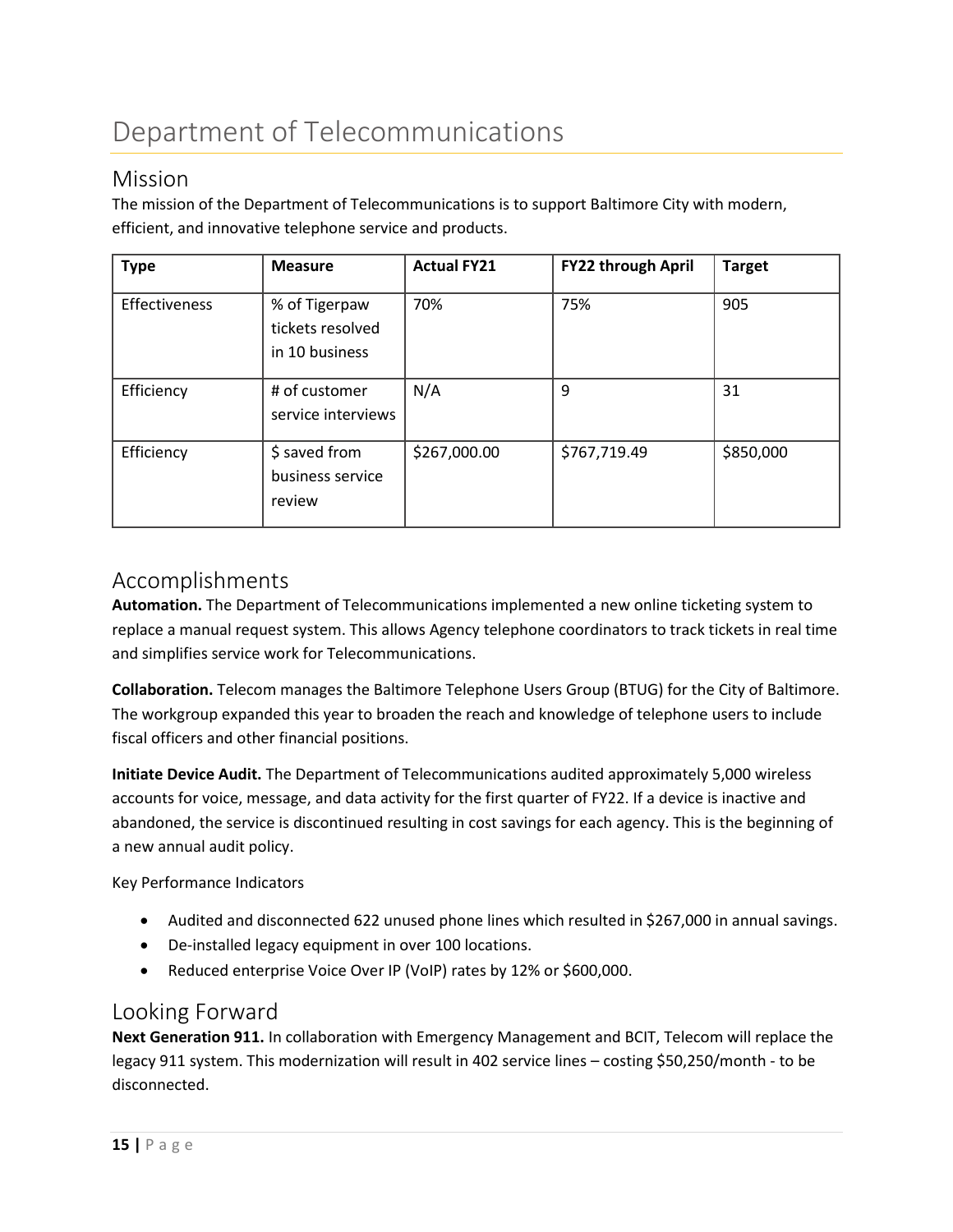# Department of Telecommunications

## Mission

The mission of the Department of Telecommunications is to support Baltimore City with modern, efficient, and innovative telephone service and products.

| Type | Measure | Actual FY21 | FY22 through April | Target |
|---|---|---|---|---|
| Effectiveness | % of Tigerpaw tickets resolved in 10 business | 70% | 75% | 905 |
| Efficiency | # of customer service interviews | N/A | 9 | 31 |
| Efficiency | $ saved from business service review | $267,000.00 | $767,719.49 | $850,000 |

## Accomplishments

**Automation.** The Department of Telecommunications implemented a new online ticketing system to replace a manual request system. This allows Agency telephone coordinators to track tickets in real time and simplifies service work for Telecommunications.

**Collaboration.** Telecom manages the Baltimore Telephone Users Group (BTUG) for the City of Baltimore. The workgroup expanded this year to broaden the reach and knowledge of telephone users to include fiscal officers and other financial positions.

**Initiate Device Audit.** The Department of Telecommunications audited approximately 5,000 wireless accounts for voice, message, and data activity for the first quarter of FY22. If a device is inactive and abandoned, the service is discontinued resulting in cost savings for each agency. This is the beginning of a new annual audit policy.

Key Performance Indicators

- Audited and disconnected 622 unused phone lines which resulted in $267,000 in annual savings.
- De-installed legacy equipment in over 100 locations.
- Reduced enterprise Voice Over IP (VoIP) rates by 12% or $600,000.

## Looking Forward

**Next Generation 911.** In collaboration with Emergency Management and BCIT, Telecom will replace the legacy 911 system. This modernization will result in 402 service lines – costing $50,250/month - to be disconnected.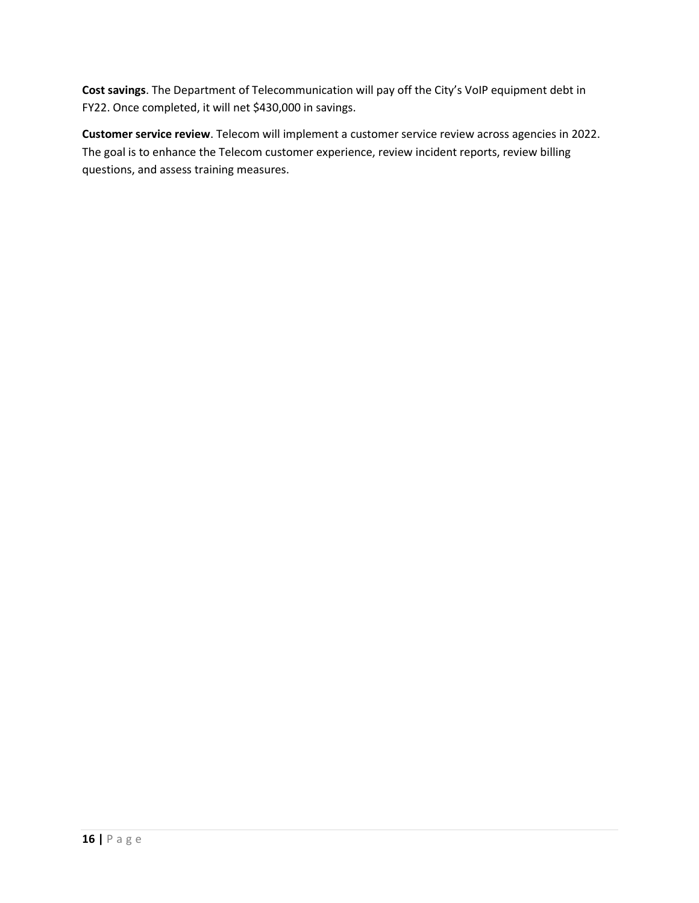**Cost savings**. The Department of Telecommunication will pay off the City's VoIP equipment debt in FY22. Once completed, it will net $430,000 in savings.

**Customer service review**. Telecom will implement a customer service review across agencies in 2022. The goal is to enhance the Telecom customer experience, review incident reports, review billing questions, and assess training measures.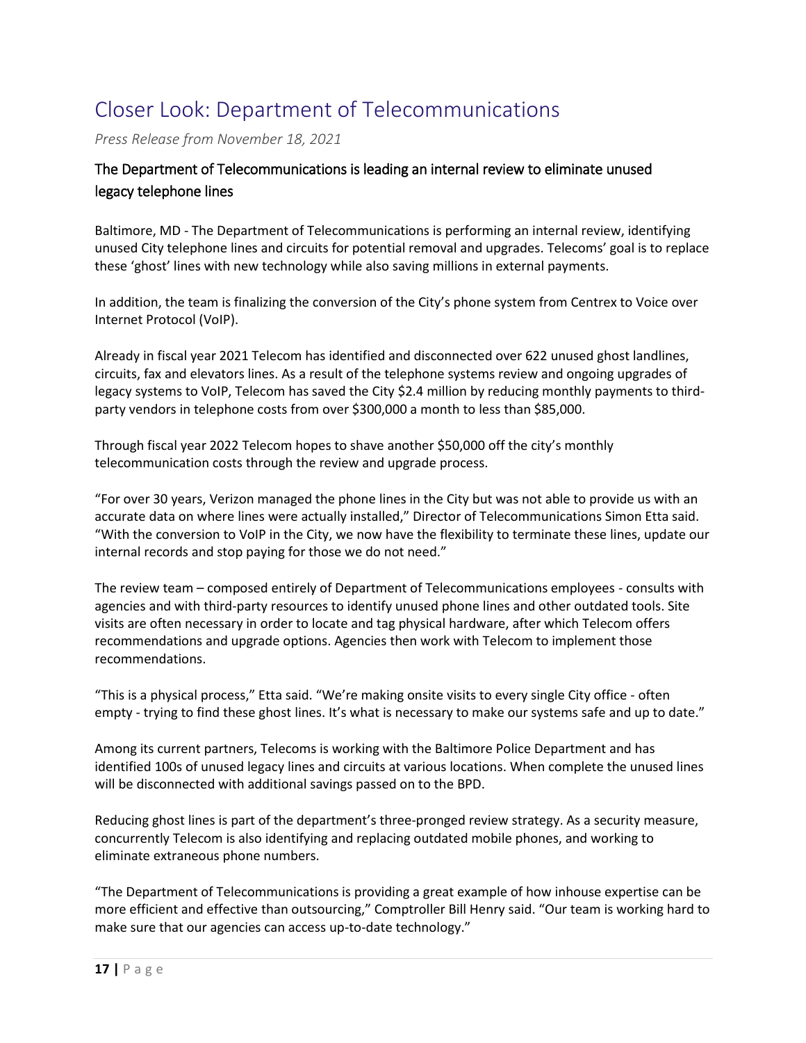# Closer Look: Department of Telecommunications

*Press Release from November 18, 2021*

## The Department of Telecommunications is leading an internal review to eliminate unused legacy telephone lines

Baltimore, MD - The Department of Telecommunications is performing an internal review, identifying unused City telephone lines and circuits for potential removal and upgrades. Telecoms' goal is to replace these 'ghost' lines with new technology while also saving millions in external payments.

In addition, the team is finalizing the conversion of the City's phone system from Centrex to Voice over Internet Protocol (VoIP).

Already in fiscal year 2021 Telecom has identified and disconnected over 622 unused ghost landlines, circuits, fax and elevators lines. As a result of the telephone systems review and ongoing upgrades of legacy systems to VoIP, Telecom has saved the City $2.4 million by reducing monthly payments to third-party vendors in telephone costs from over $300,000 a month to less than $85,000.

Through fiscal year 2022 Telecom hopes to shave another $50,000 off the city's monthly telecommunication costs through the review and upgrade process.

"For over 30 years, Verizon managed the phone lines in the City but was not able to provide us with an accurate data on where lines were actually installed," Director of Telecommunications Simon Etta said. "With the conversion to VoIP in the City, we now have the flexibility to terminate these lines, update our internal records and stop paying for those we do not need."

The review team – composed entirely of Department of Telecommunications employees - consults with agencies and with third-party resources to identify unused phone lines and other outdated tools. Site visits are often necessary in order to locate and tag physical hardware, after which Telecom offers recommendations and upgrade options. Agencies then work with Telecom to implement those recommendations.

"This is a physical process," Etta said. "We're making onsite visits to every single City office - often empty - trying to find these ghost lines. It's what is necessary to make our systems safe and up to date."

Among its current partners, Telecoms is working with the Baltimore Police Department and has identified 100s of unused legacy lines and circuits at various locations. When complete the unused lines will be disconnected with additional savings passed on to the BPD.

Reducing ghost lines is part of the department's three-pronged review strategy. As a security measure, concurrently Telecom is also identifying and replacing outdated mobile phones, and working to eliminate extraneous phone numbers.

"The Department of Telecommunications is providing a great example of how inhouse expertise can be more efficient and effective than outsourcing," Comptroller Bill Henry said. "Our team is working hard to make sure that our agencies can access up-to-date technology."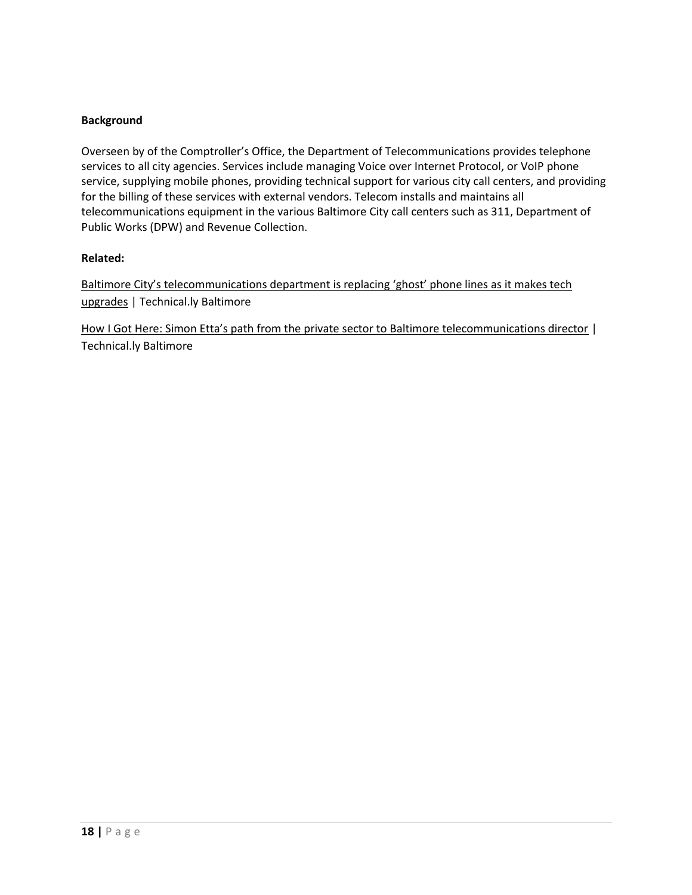**Background**

Overseen by of the Comptroller's Office, the Department of Telecommunications provides telephone services to all city agencies. Services include managing Voice over Internet Protocol, or VoIP phone service, supplying mobile phones, providing technical support for various city call centers, and providing for the billing of these services with external vendors. Telecom installs and maintains all telecommunications equipment in the various Baltimore City call centers such as 311, Department of Public Works (DPW) and Revenue Collection.

**Related:**

Baltimore City's telecommunications department is replacing 'ghost' phone lines as it makes tech upgrades | Technical.ly Baltimore

How I Got Here: Simon Etta's path from the private sector to Baltimore telecommunications director | Technical.ly Baltimore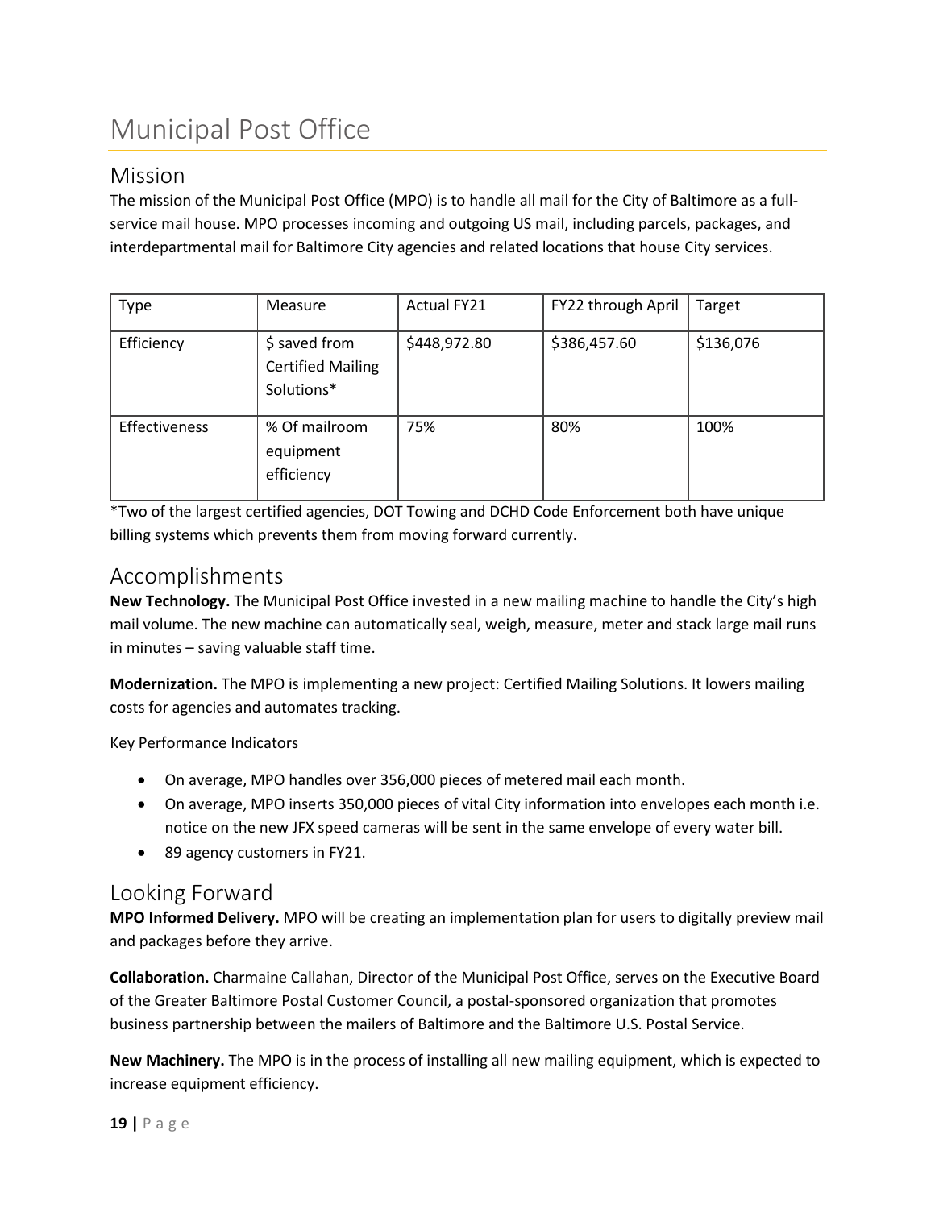# Municipal Post Office

## Mission

The mission of the Municipal Post Office (MPO) is to handle all mail for the City of Baltimore as a full-service mail house. MPO processes incoming and outgoing US mail, including parcels, packages, and interdepartmental mail for Baltimore City agencies and related locations that house City services.

| Type | Measure | Actual FY21 | FY22 through April | Target |
|---|---|---|---|---|
| Efficiency | $ saved from Certified Mailing Solutions* | $448,972.80 | $386,457.60 | $136,076 |
| Effectiveness | % Of mailroom equipment efficiency | 75% | 80% | 100% |

*Two of the largest certified agencies, DOT Towing and DCHD Code Enforcement both have unique billing systems which prevents them from moving forward currently.

## Accomplishments

**New Technology.** The Municipal Post Office invested in a new mailing machine to handle the City's high mail volume. The new machine can automatically seal, weigh, measure, meter and stack large mail runs in minutes – saving valuable staff time.

**Modernization.** The MPO is implementing a new project: Certified Mailing Solutions. It lowers mailing costs for agencies and automates tracking.

Key Performance Indicators

- On average, MPO handles over 356,000 pieces of metered mail each month.
- On average, MPO inserts 350,000 pieces of vital City information into envelopes each month i.e. notice on the new JFX speed cameras will be sent in the same envelope of every water bill.
- 89 agency customers in FY21.

## Looking Forward

**MPO Informed Delivery.** MPO will be creating an implementation plan for users to digitally preview mail and packages before they arrive.

**Collaboration.** Charmaine Callahan, Director of the Municipal Post Office, serves on the Executive Board of the Greater Baltimore Postal Customer Council, a postal-sponsored organization that promotes business partnership between the mailers of Baltimore and the Baltimore U.S. Postal Service.

**New Machinery.** The MPO is in the process of installing all new mailing equipment, which is expected to increase equipment efficiency.